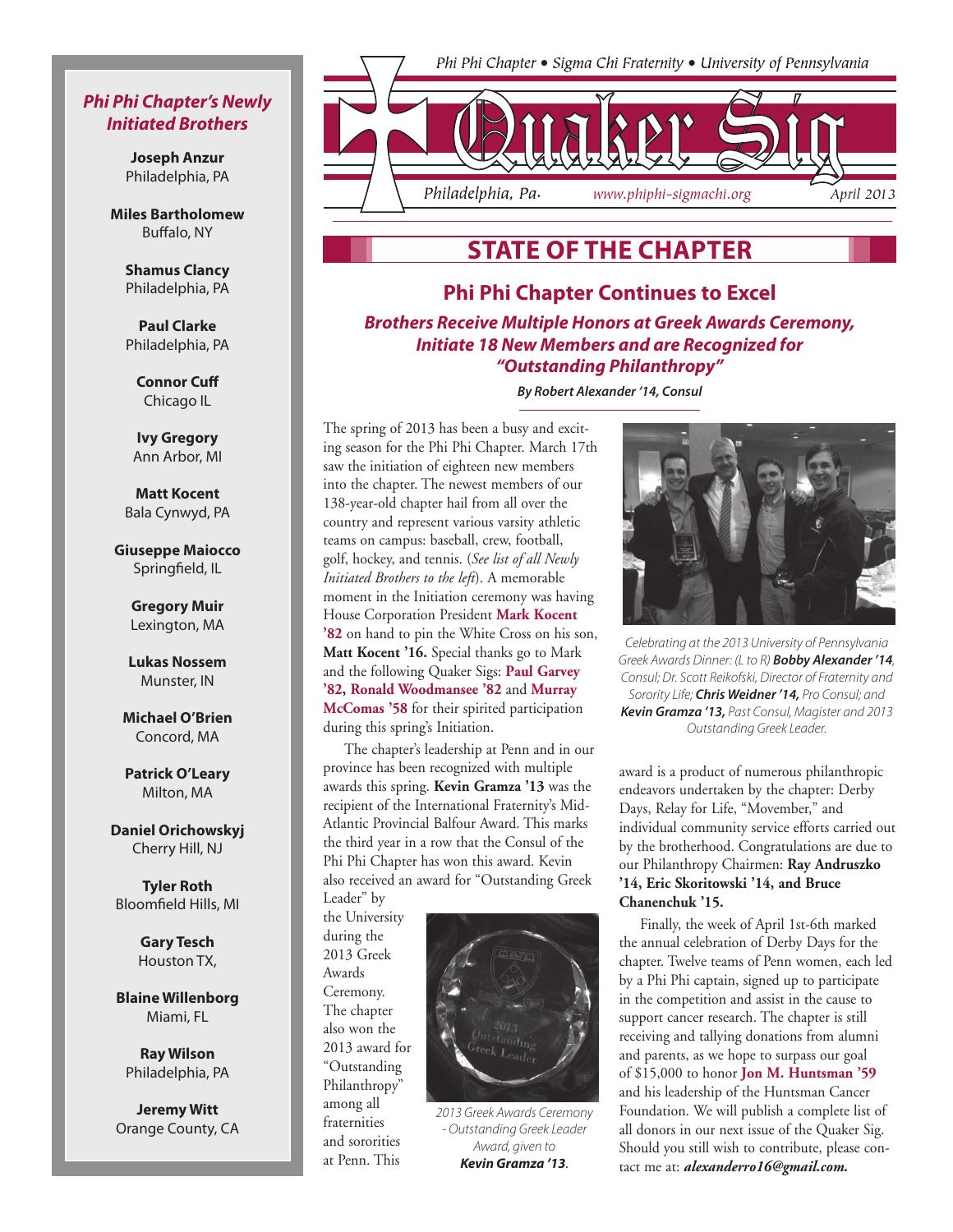Phi Phi Chapter • Sigma Chi Fraternity • University of Pennsylvania

# Quaker Sig

Philadelphia, Pa. www.phiphi-sigmachi.org April 2013

## STATE OF THE CHAPTER

### Phi Phi Chapter Continues to Excel

***Brothers Receive Multiple Honors at Greek Awards Ceremony, Initiate 18 New Members and are Recognized for "Outstanding Philanthropy"***

***By Robert Alexander '14, Consul***

The spring of 2013 has been a busy and exciting season for the Phi Phi Chapter. March 17th saw the initiation of eighteen new members into the chapter. The newest members of our 138-year-old chapter hail from all over the country and represent various varsity athletic teams on campus: baseball, crew, football, golf, hockey, and tennis. (*See list of all Newly Initiated Brothers to the left*). A memorable moment in the Initiation ceremony was having House Corporation President **Mark Kocent '82** on hand to pin the White Cross on his son, **Matt Kocent '16.** Special thanks go to Mark and the following Quaker Sigs: **Paul Garvey '82, Ronald Woodmansee '82** and **Murray McComas '58** for their spirited participation during this spring's Initiation.

The chapter's leadership at Penn and in our province has been recognized with multiple awards this spring. **Kevin Gramza '13** was the recipient of the International Fraternity's Mid-Atlantic Provincial Balfour Award. This marks the third year in a row that the Consul of the Phi Phi Chapter has won this award. Kevin also received an award for "Outstanding Greek Leader" by the University during the 2013 Greek Awards Ceremony. The chapter also won the 2013 award for "Outstanding Philanthropy" among all fraternities and sororities at Penn. This award is a product of numerous philanthropic endeavors undertaken by the chapter: Derby Days, Relay for Life, "Movember," and individual community service efforts carried out by the brotherhood. Congratulations are due to our Philanthropy Chairmen: **Ray Andruszko '14, Eric Skoritowski '14, and Bruce Chanenchuk '15.**

*2013 Greek Awards Ceremony - Outstanding Greek Leader Award, given to* ***Kevin Gramza '13****.*

*Celebrating at the 2013 University of Pennsylvania Greek Awards Dinner: (L to R)* ***Bobby Alexander '14****, Consul; Dr. Scott Reikofski, Director of Fraternity and Sorority Life;* ***Chris Weidner '14,*** *Pro Consul; and* ***Kevin Gramza '13,*** *Past Consul, Magister and 2013 Outstanding Greek Leader.*

Finally, the week of April 1st-6th marked the annual celebration of Derby Days for the chapter. Twelve teams of Penn women, each led by a Phi Phi captain, signed up to participate in the competition and assist in the cause to support cancer research. The chapter is still receiving and tallying donations from alumni and parents, as we hope to surpass our goal of $15,000 to honor **Jon M. Huntsman '59** and his leadership of the Huntsman Cancer Foundation. We will publish a complete list of all donors in our next issue of the Quaker Sig. Should you still wish to contribute, please contact me at: ***alexanderro16@gmail.com.***

### *Phi Phi Chapter's Newly Initiated Brothers*

**Joseph Anzur**
Philadelphia, PA

**Miles Bartholomew**
Buffalo, NY

**Shamus Clancy**
Philadelphia, PA

**Paul Clarke**
Philadelphia, PA

**Connor Cuff**
Chicago IL

**Ivy Gregory**
Ann Arbor, MI

**Matt Kocent**
Bala Cynwyd, PA

**Giuseppe Maiocco**
Springfield, IL

**Gregory Muir**
Lexington, MA

**Lukas Nossem**
Munster, IN

**Michael O'Brien**
Concord, MA

**Patrick O'Leary**
Milton, MA

**Daniel Orichowskyj**
Cherry Hill, NJ

**Tyler Roth**
Bloomfield Hills, MI

**Gary Tesch**
Houston TX,

**Blaine Willenborg**
Miami, FL

**Ray Wilson**
Philadelphia, PA

**Jeremy Witt**
Orange County, CA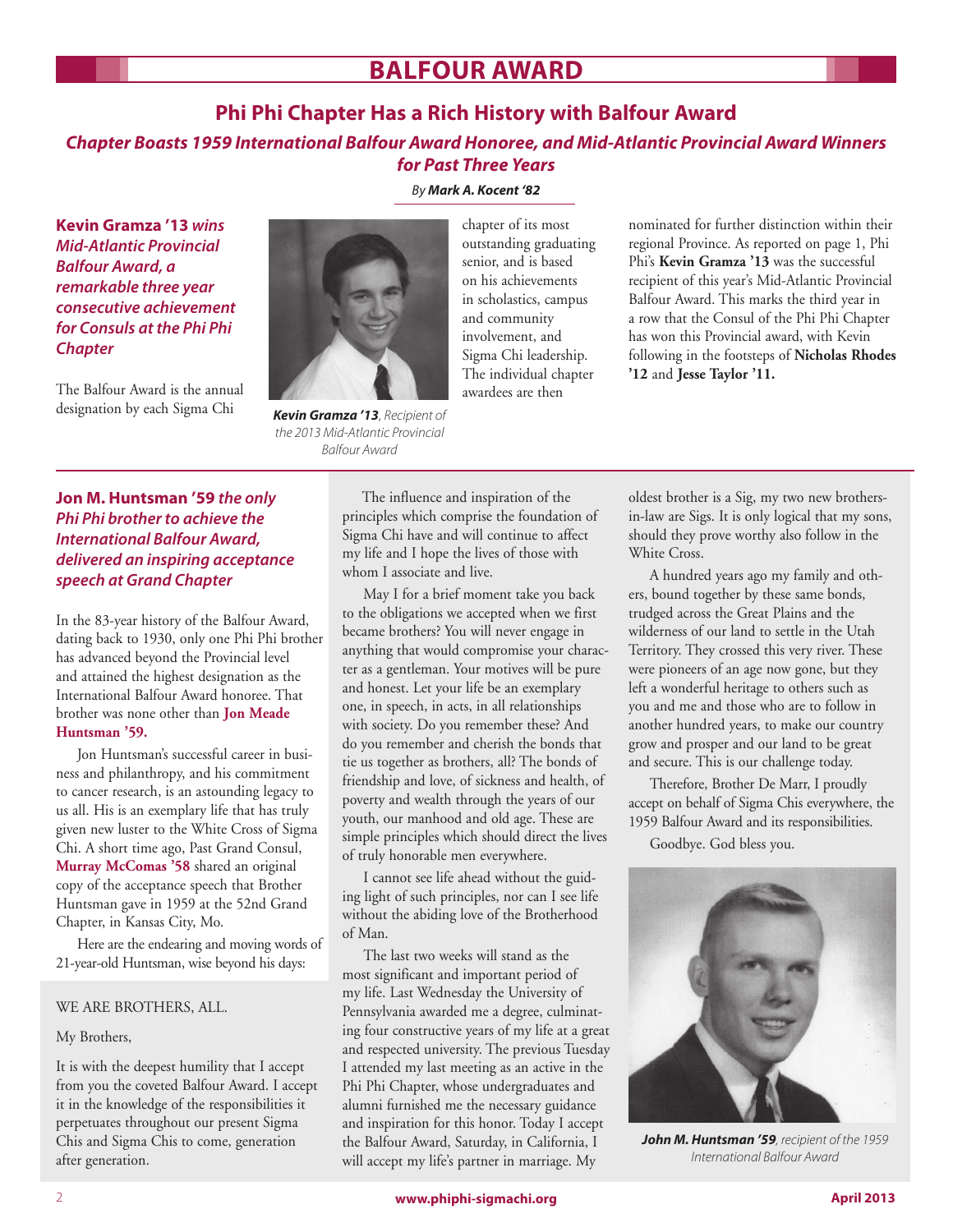# BALFOUR AWARD

## Phi Phi Chapter Has a Rich History with Balfour Award

### *Chapter Boasts 1959 International Balfour Award Honoree, and Mid-Atlantic Provincial Award Winners for Past Three Years*

*By* ***Mark A. Kocent '82***

**Kevin Gramza '13** ***wins Mid-Atlantic Provincial Balfour Award, a remarkable three year consecutive achievement for Consuls at the Phi Phi Chapter***

The Balfour Award is the annual designation by each Sigma Chi chapter of its most outstanding graduating senior, and is based on his achievements in scholastics, campus and community involvement, and Sigma Chi leadership. The individual chapter awardees are then nominated for further distinction within their regional Province. As reported on page 1, Phi Phi's **Kevin Gramza '13** was the successful recipient of this year's Mid-Atlantic Provincial Balfour Award. This marks the third year in a row that the Consul of the Phi Phi Chapter has won this Provincial award, with Kevin following in the footsteps of **Nicholas Rhodes '12** and **Jesse Taylor '11.**

***Kevin Gramza '13****, Recipient of the 2013 Mid-Atlantic Provincial Balfour Award*

**Jon M. Huntsman '59** ***the only Phi Phi brother to achieve the International Balfour Award, delivered an inspiring acceptance speech at Grand Chapter***

In the 83-year history of the Balfour Award, dating back to 1930, only one Phi Phi brother has advanced beyond the Provincial level and attained the highest designation as the International Balfour Award honoree. That brother was none other than **Jon Meade Huntsman '59.**

Jon Huntsman's successful career in business and philanthropy, and his commitment to cancer research, is an astounding legacy to us all. His is an exemplary life that has truly given new luster to the White Cross of Sigma Chi. A short time ago, Past Grand Consul, **Murray McComas '58** shared an original copy of the acceptance speech that Brother Huntsman gave in 1959 at the 52nd Grand Chapter, in Kansas City, Mo.

Here are the endearing and moving words of 21-year-old Huntsman, wise beyond his days:

WE ARE BROTHERS, ALL.

My Brothers,

It is with the deepest humility that I accept from you the coveted Balfour Award. I accept it in the knowledge of the responsibilities it perpetuates throughout our present Sigma Chis and Sigma Chis to come, generation after generation.

The influence and inspiration of the principles which comprise the foundation of Sigma Chi have and will continue to affect my life and I hope the lives of those with whom I associate and live.

May I for a brief moment take you back to the obligations we accepted when we first became brothers? You will never engage in anything that would compromise your character as a gentleman. Your motives will be pure and honest. Let your life be an exemplary one, in speech, in acts, in all relationships with society. Do you remember these? And do you remember and cherish the bonds that tie us together as brothers, all? The bonds of friendship and love, of sickness and health, of poverty and wealth through the years of our youth, our manhood and old age. These are simple principles which should direct the lives of truly honorable men everywhere.

I cannot see life ahead without the guiding light of such principles, nor can I see life without the abiding love of the Brotherhood of Man.

The last two weeks will stand as the most significant and important period of my life. Last Wednesday the University of Pennsylvania awarded me a degree, culminating four constructive years of my life at a great and respected university. The previous Tuesday I attended my last meeting as an active in the Phi Phi Chapter, whose undergraduates and alumni furnished me the necessary guidance and inspiration for this honor. Today I accept the Balfour Award, Saturday, in California, I will accept my life's partner in marriage. My oldest brother is a Sig, my two new brothers-in-law are Sigs. It is only logical that my sons, should they prove worthy also follow in the White Cross.

A hundred years ago my family and others, bound together by these same bonds, trudged across the Great Plains and the wilderness of our land to settle in the Utah Territory. They crossed this very river. These were pioneers of an age now gone, but they left a wonderful heritage to others such as you and me and those who are to follow in another hundred years, to make our country grow and prosper and our land to be great and secure. This is our challenge today.

Therefore, Brother De Marr, I proudly accept on behalf of Sigma Chis everywhere, the 1959 Balfour Award and its responsibilities.

Goodbye. God bless you.

***John M. Huntsman '59****, recipient of the 1959 International Balfour Award*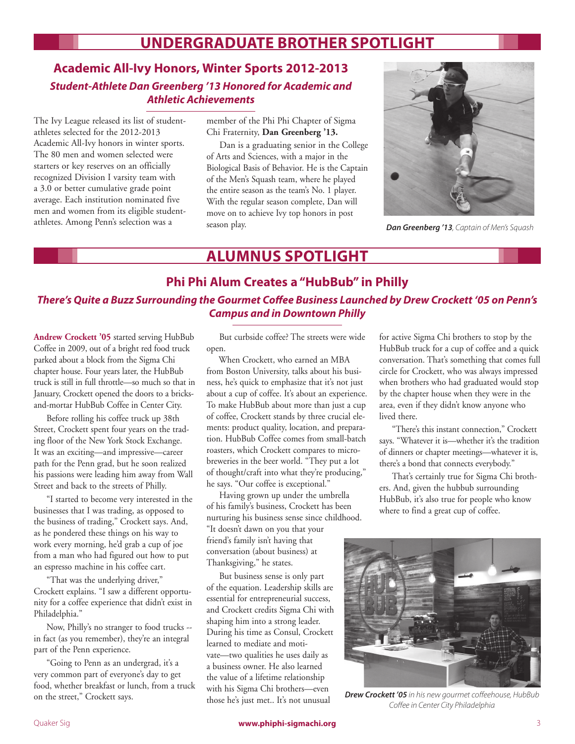# UNDERGRADUATE BROTHER SPOTLIGHT

## Academic All-Ivy Honors, Winter Sports 2012-2013

### *Student-Athlete Dan Greenberg '13 Honored for Academic and Athletic Achievements*

The Ivy League released its list of student-athletes selected for the 2012-2013 Academic All-Ivy honors in winter sports. The 80 men and women selected were starters or key reserves on an officially recognized Division I varsity team with a 3.0 or better cumulative grade point average. Each institution nominated five men and women from its eligible student-athletes. Among Penn's selection was a member of the Phi Phi Chapter of Sigma Chi Fraternity, **Dan Greenberg '13.**

Dan is a graduating senior in the College of Arts and Sciences, with a major in the Biological Basis of Behavior. He is the Captain of the Men's Squash team, where he played the entire season as the team's No. 1 player. With the regular season complete, Dan will move on to achieve Ivy top honors in post season play.

***Dan Greenberg '13****, Captain of Men's Squash*

# ALUMNUS SPOTLIGHT

## Phi Phi Alum Creates a "HubBub" in Philly

### *There's Quite a Buzz Surrounding the Gourmet Coffee Business Launched by Drew Crockett '05 on Penn's Campus and in Downtown Philly*

**Andrew Crockett '05** started serving HubBub Coffee in 2009, out of a bright red food truck parked about a block from the Sigma Chi chapter house. Four years later, the HubBub truck is still in full throttle—so much so that in January, Crockett opened the doors to a bricks-and-mortar HubBub Coffee in Center City.

Before rolling his coffee truck up 38th Street, Crockett spent four years on the trading floor of the New York Stock Exchange. It was an exciting—and impressive—career path for the Penn grad, but he soon realized his passions were leading him away from Wall Street and back to the streets of Philly.

"I started to become very interested in the businesses that I was trading, as opposed to the business of trading," Crockett says. And, as he pondered these things on his way to work every morning, he'd grab a cup of joe from a man who had figured out how to put an espresso machine in his coffee cart.

"That was the underlying driver," Crockett explains. "I saw a different opportunity for a coffee experience that didn't exist in Philadelphia."

Now, Philly's no stranger to food trucks -- in fact (as you remember), they're an integral part of the Penn experience.

"Going to Penn as an undergrad, it's a very common part of everyone's day to get food, whether breakfast or lunch, from a truck on the street," Crockett says.

But curbside coffee? The streets were wide open.

When Crockett, who earned an MBA from Boston University, talks about his business, he's quick to emphasize that it's not just about a cup of coffee. It's about an experience. To make HubBub about more than just a cup of coffee, Crockett stands by three crucial elements: product quality, location, and preparation. HubBub Coffee comes from small-batch roasters, which Crockett compares to microbreweries in the beer world. "They put a lot of thought/craft into what they're producing," he says. "Our coffee is exceptional."

Having grown up under the umbrella of his family's business, Crockett has been nurturing his business sense since childhood. "It doesn't dawn on you that your friend's family isn't having that conversation (about business) at Thanksgiving," he states.

But business sense is only part of the equation. Leadership skills are essential for entrepreneurial success, and Crockett credits Sigma Chi with shaping him into a strong leader. During his time as Consul, Crockett learned to mediate and motivate—two qualities he uses daily as a business owner. He also learned the value of a lifetime relationship with his Sigma Chi brothers—even those he's just met.. It's not unusual for active Sigma Chi brothers to stop by the HubBub truck for a cup of coffee and a quick conversation. That's something that comes full circle for Crockett, who was always impressed when brothers who had graduated would stop by the chapter house when they were in the area, even if they didn't know anyone who lived there.

"There's this instant connection," Crockett says. "Whatever it is—whether it's the tradition of dinners or chapter meetings—whatever it is, there's a bond that connects everybody."

That's certainly true for Sigma Chi brothers. And, given the hubbub surrounding HubBub, it's also true for people who know where to find a great cup of coffee.

***Drew Crockett '05*** *in his new gourmet coffeehouse, HubBub Coffee in Center City Philadelphia*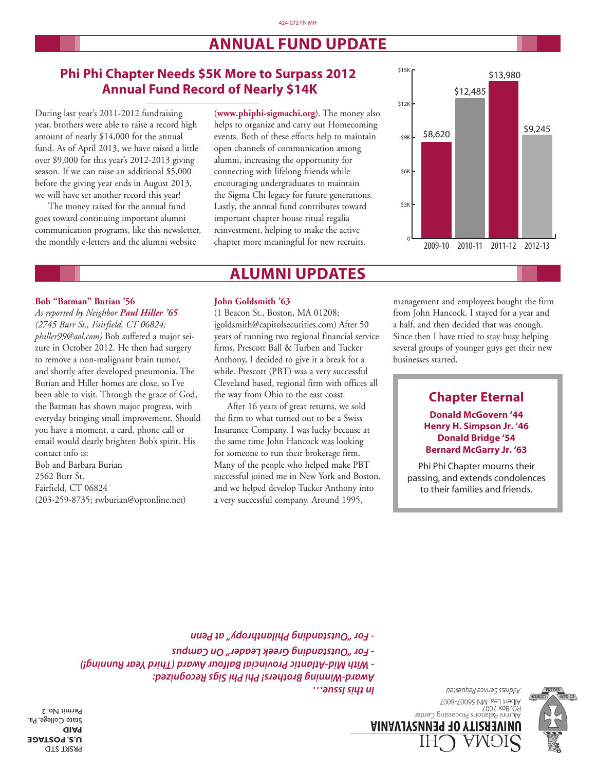424-072 FN MH

# ANNUAL FUND UPDATE

## Phi Phi Chapter Needs $5K More to Surpass 2012 Annual Fund Record of Nearly $14K

During last year's 2011-2012 fundraising year, brothers were able to raise a record high amount of nearly $14,000 for the annual fund. As of April 2013, we have raised a little over $9,000 for this year's 2012-2013 giving season. If we can raise an additional $5,000 before the giving year ends in August 2013, we will have set another record this year!

The money raised for the annual fund goes toward continuing important alumni communication programs, like this newsletter, the monthly e-letters and the alumni website (**www.phiphi-sigmachi.org**). The money also helps to organize and carry out Homecoming events. Both of these efforts help to maintain open channels of communication among alumni, increasing the opportunity for connecting with lifelong friends while encouraging undergraduates to maintain the Sigma Chi legacy for future generations. Lastly, the annual fund contributes toward important chapter house ritual regalia reinvestment, helping to make the active chapter more meaningful for new recruits.

$15K
$12K
$9K
$6K
$3K
0
$8,620
$12,485
$13,980
$9,245
2009-10
2010-11
2011-12
2012-13

# ALUMNI UPDATES

**Bob "Batman" Burian '56**
*As reported by Neighbor* ***Paul Hiller '65*** *(2745 Burr St., Fairfield, CT 06824; philler99@aol.com)* Bob suffered a major seizure in October 2012. He then had surgery to remove a non-malignant brain tumor, and shortly after developed pneumonia. The Burian and Hiller homes are close, so I've been able to visit. Through the grace of God, the Batman has shown major progress, with everyday bringing small improvement. Should you have a moment, a card, phone call or email would dearly brighten Bob's spirit. His contact info is:
Bob and Barbara Burian
2562 Burr St.
Fairfield, CT 06824
(203-259-8735; rwburian@optonline.net)

**John Goldsmith '63**
(1 Beacon St., Boston, MA 01208; jgoldsmith@capitolsecurities.com) After 50 years of running two regional financial service firms, Prescott Ball & Turben and Tucker Anthony, I decided to give it a break for a while. Prescott (PBT) was a very successful Cleveland based, regional firm with offices all the way from Ohio to the east coast.

After 16 years of great returns, we sold the firm to what turned out to be a Swiss Insurance Company. I was lucky because at the same time John Hancock was looking for someone to run their brokerage firm. Many of the people who helped make PBT successful joined me in New York and Boston, and we helped develop Tucker Anthony into a very successful company. Around 1995, management and employees bought the firm from John Hancock. I stayed for a year and a half, and then decided that was enough. Since then I have tried to stay busy helping several groups of younger guys get their new businesses started.

## Chapter Eternal

**Donald McGovern '44**
**Henry H. Simpson Jr. '46**
**Donald Bridge '54**
**Bernard McGarry Jr. '63**

Phi Phi Chapter mourns their passing, and extends condolences to their families and friends.

SIGMA CHI
UNIVERSITY OF PENNSYLVANIA
Alumni Relations Processing Center
P.O. Box 7007
Albert Lea, MN 56007-8007

*Address Service Requested*

PRSRT STD
U.S. POSTAGE
PAID
State College, Pa.
Permit No. 2

***In this issue…***
***Award-Winning Brothers! Phi Phi Sigs Recognized:***
***- With Mid-Atlantic Provincial Balfour Award (Third Year Running!)***
***- For "Outstanding Greek Leader" On Campus***
***- For "Outstanding Philanthropy" at Penn***